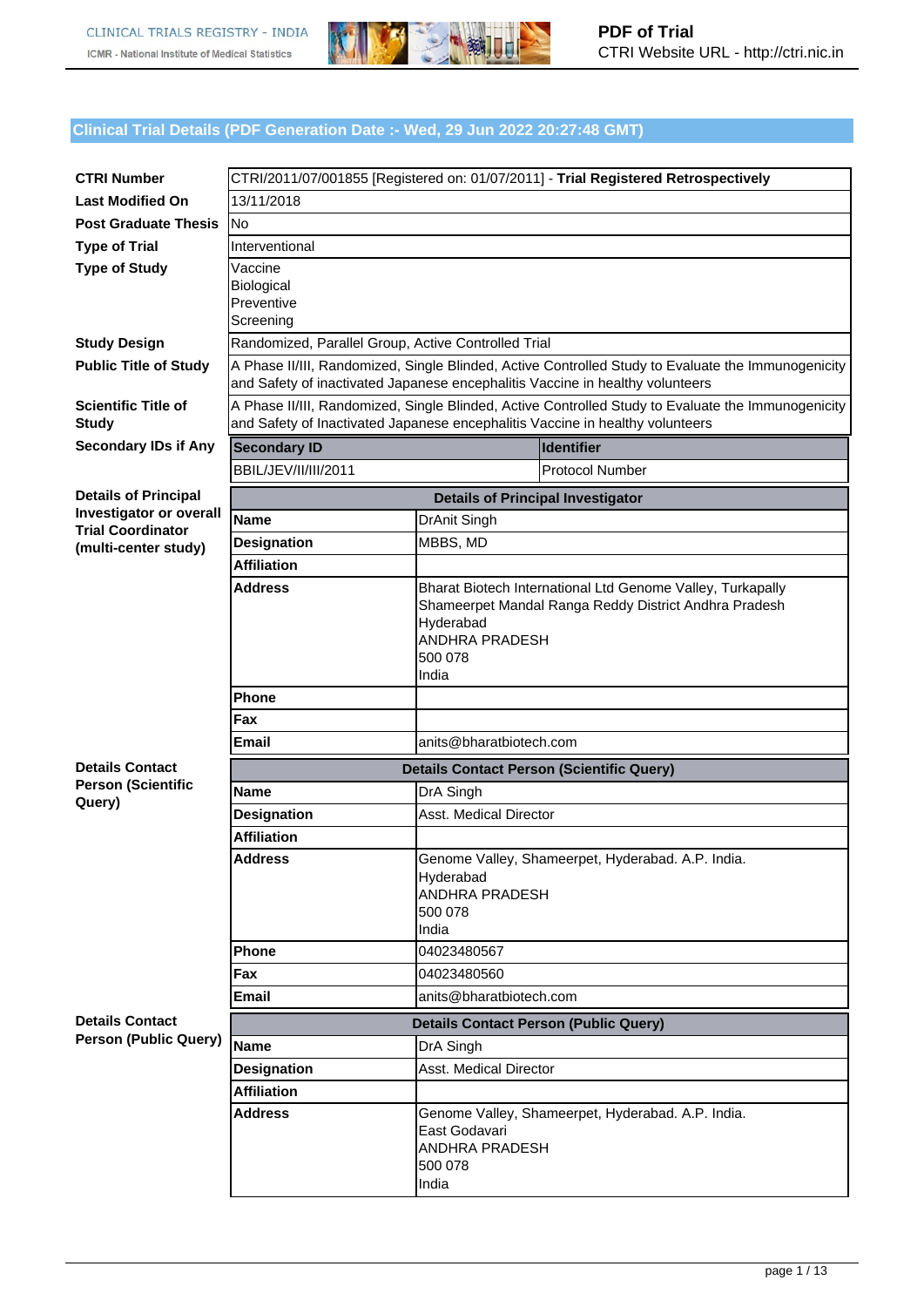## Clinical Trial Details (PDF Generation Date :- Wed, 29 Jun 2022 20:27:48 GMT)

| | |
|---|---|
| **CTRI Number** | CTRI/2011/07/001855 [Registered on: 01/07/2011] - **Trial Registered Retrospectively** |
| **Last Modified On** | 13/11/2018 |
| **Post Graduate Thesis** | No |
| **Type of Trial** | Interventional |
| **Type of Study** | Vaccine<br>Biological<br>Preventive<br>Screening |
| **Study Design** | Randomized, Parallel Group, Active Controlled Trial |
| **Public Title of Study** | A Phase II/III, Randomized, Single Blinded, Active Controlled Study to Evaluate the Immunogenicity and Safety of inactivated Japanese encephalitis Vaccine in healthy volunteers |
| **Scientific Title of Study** | A Phase II/III, Randomized, Single Blinded, Active Controlled Study to Evaluate the Immunogenicity and Safety of Inactivated Japanese encephalitis Vaccine in healthy volunteers |

**Secondary IDs if Any**

| Secondary ID | Identifier |
|---|---|
| BBIL/JEV/II/III/2011 | Protocol Number |

**Details of Principal Investigator or overall Trial Coordinator (multi-center study)**

| Details of Principal Investigator | |
|---|---|
| **Name** | DrAnit Singh |
| **Designation** | MBBS, MD |
| **Affiliation** | |
| **Address** | Bharat Biotech International Ltd Genome Valley, Turkapally Shameerpet Mandal Ranga Reddy District Andhra Pradesh<br>Hyderabad<br>ANDHRA PRADESH<br>500 078<br>India |
| **Phone** | |
| **Fax** | |
| **Email** | anits@bharatbiotech.com |

**Details Contact Person (Scientific Query)**

| Details Contact Person (Scientific Query) | |
|---|---|
| **Name** | DrA Singh |
| **Designation** | Asst. Medical Director |
| **Affiliation** | |
| **Address** | Genome Valley, Shameerpet, Hyderabad. A.P. India.<br>Hyderabad<br>ANDHRA PRADESH<br>500 078<br>India |
| **Phone** | 04023480567 |
| **Fax** | 04023480560 |
| **Email** | anits@bharatbiotech.com |

**Details Contact Person (Public Query)**

| Details Contact Person (Public Query) | |
|---|---|
| **Name** | DrA Singh |
| **Designation** | Asst. Medical Director |
| **Affiliation** | |
| **Address** | Genome Valley, Shameerpet, Hyderabad. A.P. India.<br>East Godavari<br>ANDHRA PRADESH<br>500 078<br>India |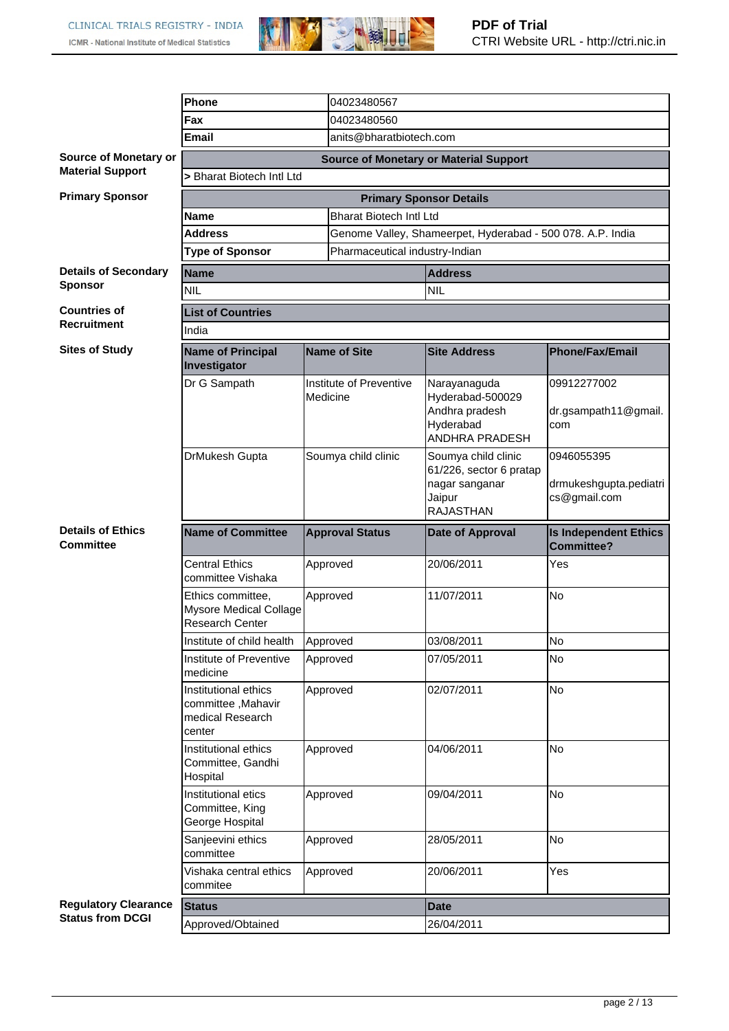| | |
|---|---|
| **Phone** | 04023480567 |
| **Fax** | 04023480560 |
| **Email** | anits@bharatbiotech.com |

**Source of Monetary or Material Support**

| Source of Monetary or Material Support |
|---|
| > Bharat Biotech Intl Ltd |

**Primary Sponsor**

| Primary Sponsor Details | |
|---|---|
| **Name** | Bharat Biotech Intl Ltd |
| **Address** | Genome Valley, Shameerpet, Hyderabad - 500 078. A.P. India |
| **Type of Sponsor** | Pharmaceutical industry-Indian |

**Details of Secondary Sponsor**

| Name | Address |
|---|---|
| NIL | NIL |

**Countries of Recruitment**

| List of Countries |
|---|
| India |

**Sites of Study**

| Name of Principal Investigator | Name of Site | Site Address | Phone/Fax/Email |
|---|---|---|---|
| Dr G Sampath | Institute of Preventive Medicine | Narayanaguda Hyderabad-500029 Andhra pradesh Hyderabad ANDHRA PRADESH | 09912277002 dr.gsampath11@gmail.com |
| DrMukesh Gupta | Soumya child clinic | Soumya child clinic 61/226, sector 6 pratap nagar sanganar Jaipur RAJASTHAN | 0946055395 drmukeshgupta.pediatrics@gmail.com |

**Details of Ethics Committee**

| Name of Committee | Approval Status | Date of Approval | Is Independent Ethics Committee? |
|---|---|---|---|
| Central Ethics committee Vishaka | Approved | 20/06/2011 | Yes |
| Ethics committee, Mysore Medical Collage Research Center | Approved | 11/07/2011 | No |
| Institute of child health | Approved | 03/08/2011 | No |
| Institute of Preventive medicine | Approved | 07/05/2011 | No |
| Institutional ethics committee ,Mahavir medical Research center | Approved | 02/07/2011 | No |
| Institutional ethics Committee, Gandhi Hospital | Approved | 04/06/2011 | No |
| Institutional etics Committee, King George Hospital | Approved | 09/04/2011 | No |
| Sanjeevini ethics committee | Approved | 28/05/2011 | No |
| Vishaka central ethics commitee | Approved | 20/06/2011 | Yes |

**Regulatory Clearance Status from DCGI**

| Status | Date |
|---|---|
| Approved/Obtained | 26/04/2011 |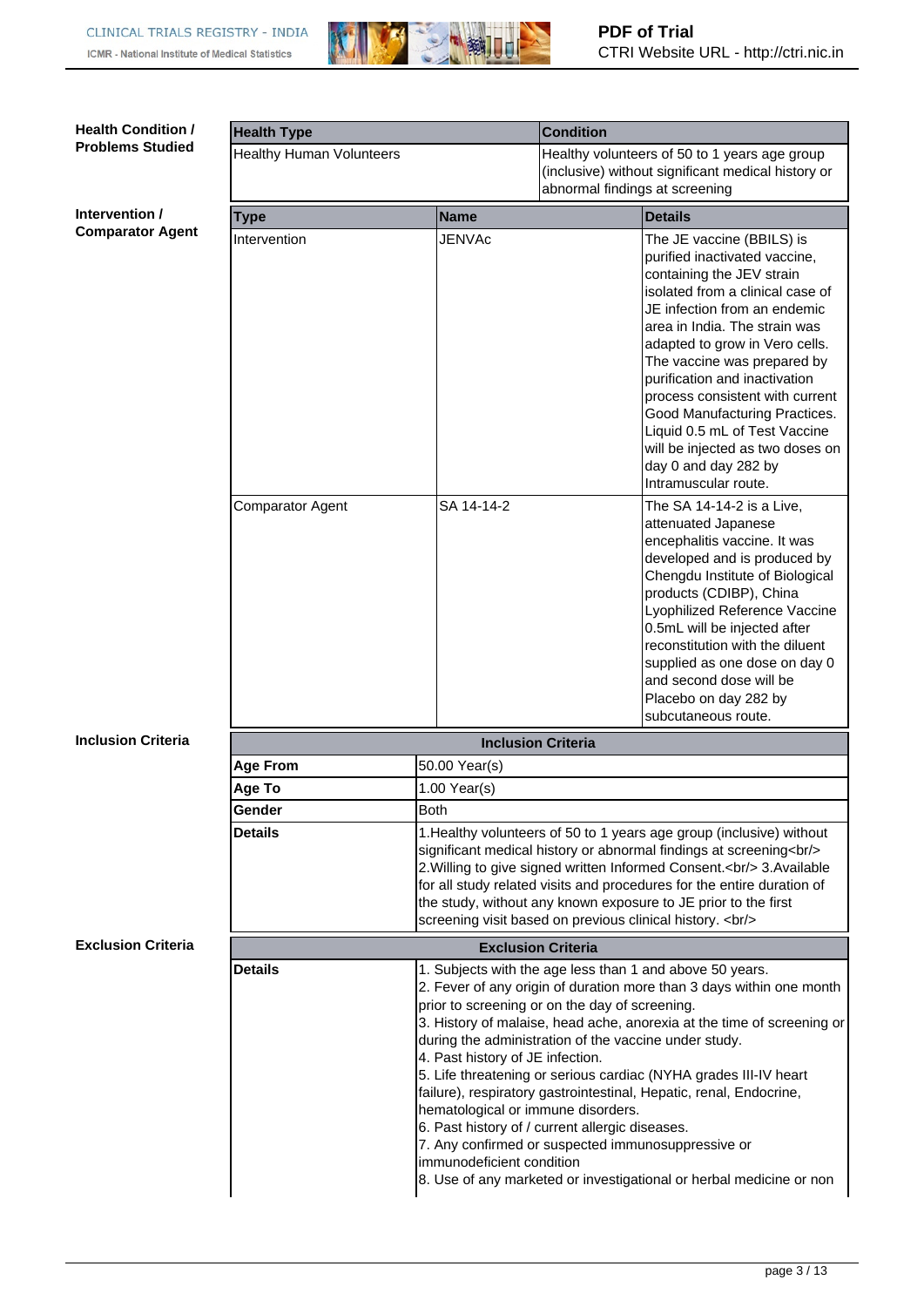**Health Condition / Problems Studied**

| Health Type | Condition |
|---|---|
| Healthy Human Volunteers | Healthy volunteers of 50 to 1 years age group (inclusive) without significant medical history or abnormal findings at screening |

**Intervention / Comparator Agent**

| Type | Name | Details |
|---|---|---|
| Intervention | JENVAc | The JE vaccine (BBILS) is purified inactivated vaccine, containing the JEV strain isolated from a clinical case of JE infection from an endemic area in India. The strain was adapted to grow in Vero cells. The vaccine was prepared by purification and inactivation process consistent with current Good Manufacturing Practices. Liquid 0.5 mL of Test Vaccine will be injected as two doses on day 0 and day 282 by Intramuscular route. |
| Comparator Agent | SA 14-14-2 | The SA 14-14-2 is a Live, attenuated Japanese encephalitis vaccine. It was developed and is produced by Chengdu Institute of Biological products (CDIBP), China Lyophilized Reference Vaccine 0.5mL will be injected after reconstitution with the diluent supplied as one dose on day 0 and second dose will be Placebo on day 282 by subcutaneous route. |

**Inclusion Criteria**

| Inclusion Criteria | |
|---|---|
| **Age From** | 50.00 Year(s) |
| **Age To** | 1.00 Year(s) |
| **Gender** | Both |
| **Details** | 1.Healthy volunteers of 50 to 1 years age group (inclusive) without significant medical history or abnormal findings at screening<br/> 2.Willing to give signed written Informed Consent.<br/> 3.Available for all study related visits and procedures for the entire duration of the study, without any known exposure to JE prior to the first screening visit based on previous clinical history. <br/> |

**Exclusion Criteria**

| Exclusion Criteria | |
|---|---|
| **Details** | 1. Subjects with the age less than 1 and above 50 years.<br>2. Fever of any origin of duration more than 3 days within one month prior to screening or on the day of screening.<br>3. History of malaise, head ache, anorexia at the time of screening or during the administration of the vaccine under study.<br>4. Past history of JE infection.<br>5. Life threatening or serious cardiac (NYHA grades III-IV heart failure), respiratory gastrointestinal, Hepatic, renal, Endocrine, hematological or immune disorders.<br>6. Past history of / current allergic diseases.<br>7. Any confirmed or suspected immunosuppressive or immunodeficient condition<br>8. Use of any marketed or investigational or herbal medicine or non |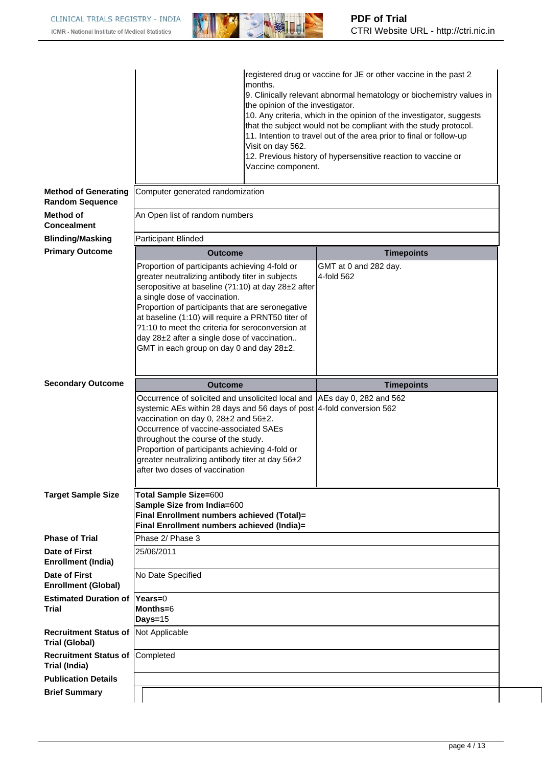| | | |
|---|---|---|
| | | registered drug or vaccine for JE or other vaccine in the past 2 months.<br>9. Clinically relevant abnormal hematology or biochemistry values in the opinion of the investigator.<br>10. Any criteria, which in the opinion of the investigator, suggests that the subject would not be compliant with the study protocol.<br>11. Intention to travel out of the area prior to final or follow-up Visit on day 562.<br>12. Previous history of hypersensitive reaction to vaccine or Vaccine component. |
| **Method of Generating Random Sequence** | Computer generated randomization | |
| **Method of Concealment** | An Open list of random numbers | |
| **Blinding/Masking** | Participant Blinded | |

**Primary Outcome**

| Outcome | Timepoints |
|---|---|
| Proportion of participants achieving 4-fold or greater neutralizing antibody titer in subjects seropositive at baseline (?1:10) at day 28±2 after a single dose of vaccination.<br>Proportion of participants that are seronegative at baseline (1:10) will require a PRNT50 titer of ?1:10 to meet the criteria for seroconversion at day 28±2 after a single dose of vaccination..<br>GMT in each group on day 0 and day 28±2. | GMT at 0 and 282 day.<br>4-fold 562 |

**Secondary Outcome**

| Outcome | Timepoints |
|---|---|
| Occurrence of solicited and unsolicited local and systemic AEs within 28 days and 56 days of post vaccination on day 0, 28±2 and 56±2.<br>Occurrence of vaccine-associated SAEs throughout the course of the study.<br>Proportion of participants achieving 4-fold or greater neutralizing antibody titer at day 56±2 after two doses of vaccination | AEs day 0, 282 and 562<br>4-fold conversion 562 |

| | |
|---|---|
| **Target Sample Size** | **Total Sample Size=**600<br>**Sample Size from India=**600<br>**Final Enrollment numbers achieved (Total)=**<br>**Final Enrollment numbers achieved (India)=** |
| **Phase of Trial** | Phase 2/ Phase 3 |
| **Date of First Enrollment (India)** | 25/06/2011 |
| **Date of First Enrollment (Global)** | No Date Specified |
| **Estimated Duration of Trial** | **Years=**0<br>**Months=**6<br>**Days=**15 |
| **Recruitment Status of Trial (Global)** | Not Applicable |
| **Recruitment Status of Trial (India)** | Completed |
| **Publication Details** | |
| **Brief Summary** | |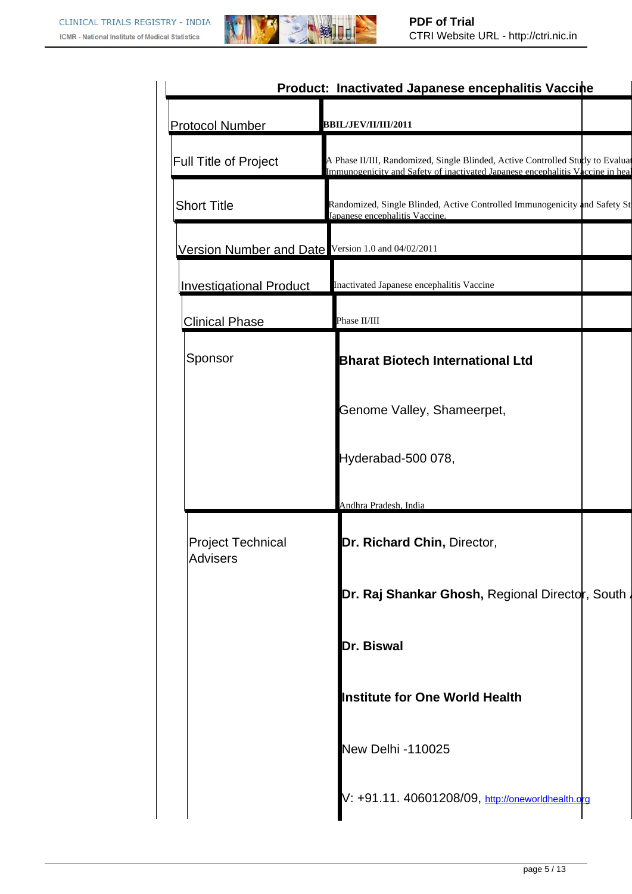**Product: Inactivated Japanese encephalitis Vaccine**

| | |
|---|---|
| Protocol Number | BBIL/JEV/II/III/2011 |
| Full Title of Project | A Phase II/III, Randomized, Single Blinded, Active Controlled Study to Evaluat Immunogenicity and Safety of inactivated Japanese encephalitis Vaccine in heal |
| Short Title | Randomized, Single Blinded, Active Controlled Immunogenicity and Safety St Japanese encephalitis Vaccine. |
| Version Number and Date | Version 1.0 and 04/02/2011 |
| Investigational Product | Inactivated Japanese encephalitis Vaccine |
| Clinical Phase | Phase II/III |
| Sponsor | **Bharat Biotech International Ltd**<br><br>Genome Valley, Shameerpet,<br><br>Hyderabad-500 078,<br><br>Andhra Pradesh, India |
| Project Technical Advisers | **Dr. Richard Chin,** Director,<br><br>**Dr. Raj Shankar Ghosh,** Regional Director, South<br><br>**Dr. Biswal**<br><br>**Institute for One World Health**<br><br>New Delhi -110025<br><br>V: +91.11. 40601208/09, http://oneworldhealth.org |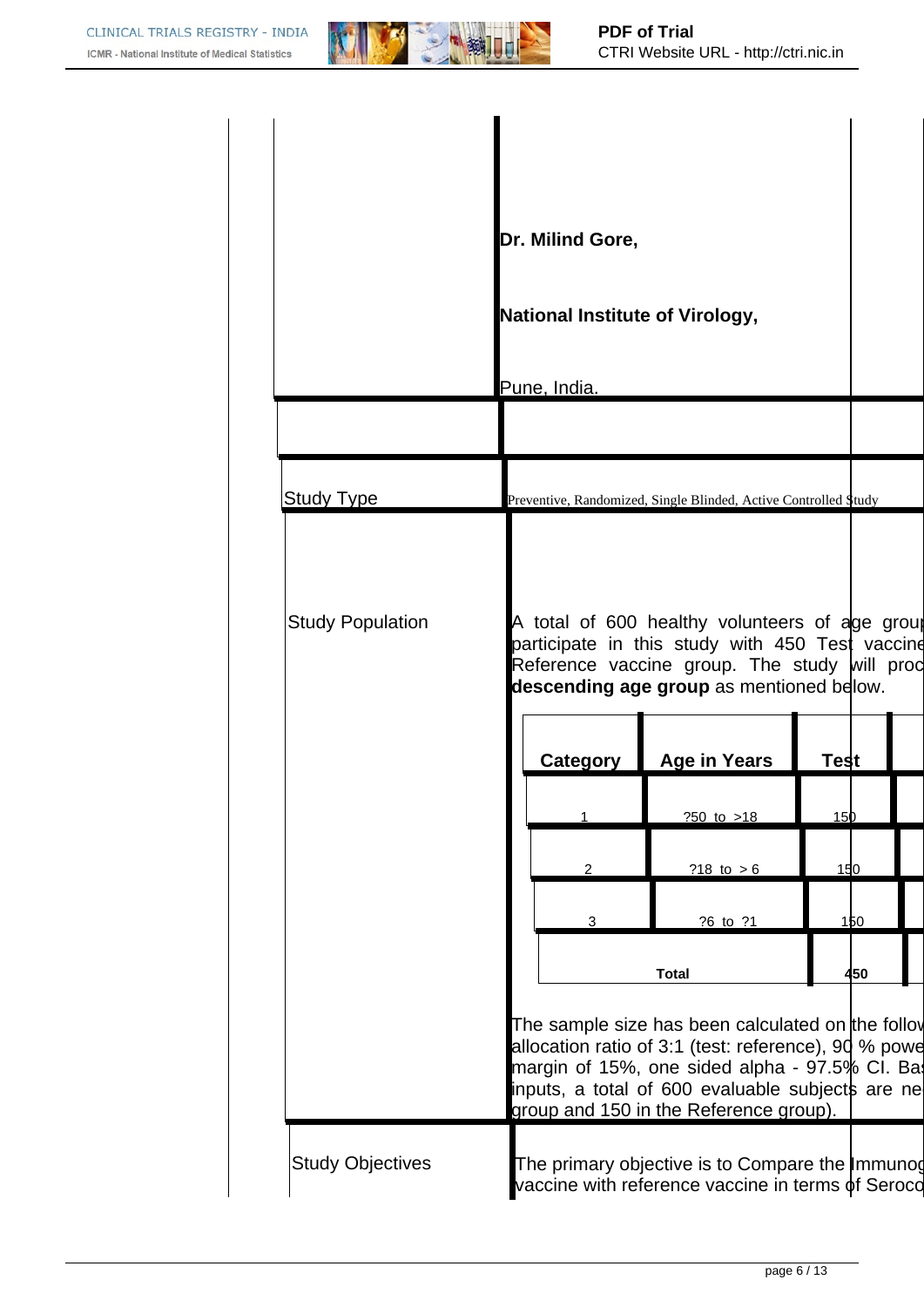| | |
|---|---|
| | **Dr. Milind Gore,**<br><br>**National Institute of Virology,**<br><br>Pune, India. |
| | |
| Study Type | Preventive, Randomized, Single Blinded, Active Controlled Study |
| Study Population | A total of 600 healthy volunteers of age grou participate in this study with 450 Test vaccine Reference vaccine group. The study will proc **descending age group** as mentioned below. |
| Study Objectives | The primary objective is to Compare the Immunog vaccine with reference vaccine in terms of Seroco |

| Category | Age in Years | Test |
|---|---|---|
| 1 | ?50 to >18 | 150 |
| 2 | ?18 to > 6 | 150 |
| 3 | ?6 to ?1 | 150 |
| **Total** | | **450** |

The sample size has been calculated on the follov allocation ratio of 3:1 (test: reference), 90 % powe margin of 15%, one sided alpha - 97.5% CI. Ba inputs, a total of 600 evaluable subjects are ne group and 150 in the Reference group).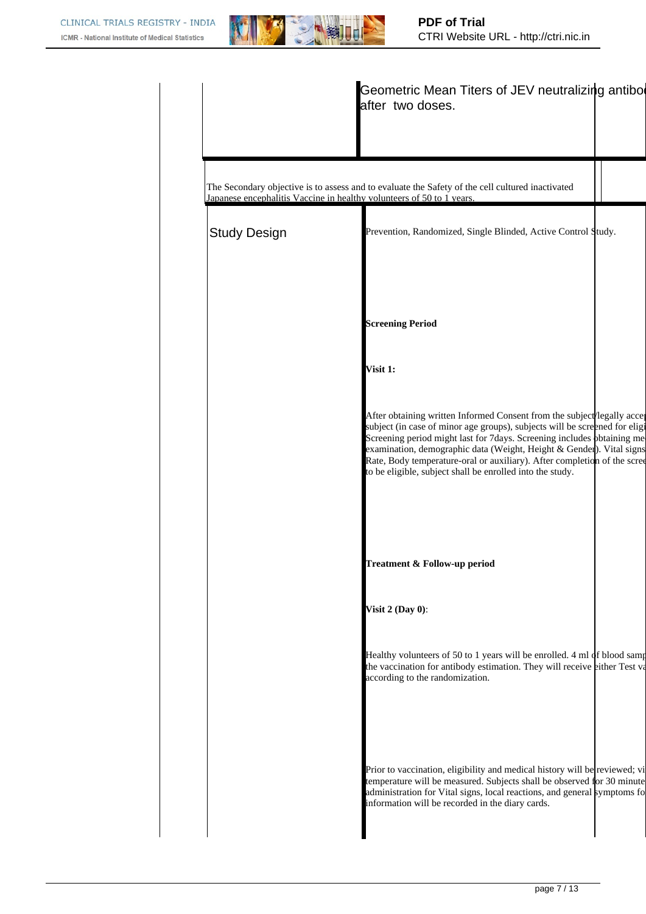| | |
|---|---|
| | Geometric Mean Titers of JEV neutralizing antibo after two doses. |

The Secondary objective is to assess and to evaluate the Safety of the cell cultured inactivated Japanese encephalitis Vaccine in healthy volunteers of 50 to 1 years.

| | |
|---|---|
| Study Design | Prevention, Randomized, Single Blinded, Active Control Study.<br><br>**Screening Period**<br><br>**Visit 1:**<br><br>After obtaining written Informed Consent from the subject/legally acce subject (in case of minor age groups), subjects will be screened for eligi Screening period might last for 7days. Screening includes obtaining me examination, demographic data (Weight, Height & Gender). Vital signs Rate, Body temperature-oral or auxiliary). After completion of the scree to be eligible, subject shall be enrolled into the study.<br><br>**Treatment & Follow-up period**<br><br>**Visit 2 (Day 0)**:<br><br>Healthy volunteers of 50 to 1 years will be enrolled. 4 ml of blood samp the vaccination for antibody estimation. They will receive either Test va according to the randomization.<br><br>Prior to vaccination, eligibility and medical history will be reviewed; vi temperature will be measured. Subjects shall be observed for 30 minute administration for Vital signs, local reactions, and general symptoms fo information will be recorded in the diary cards. |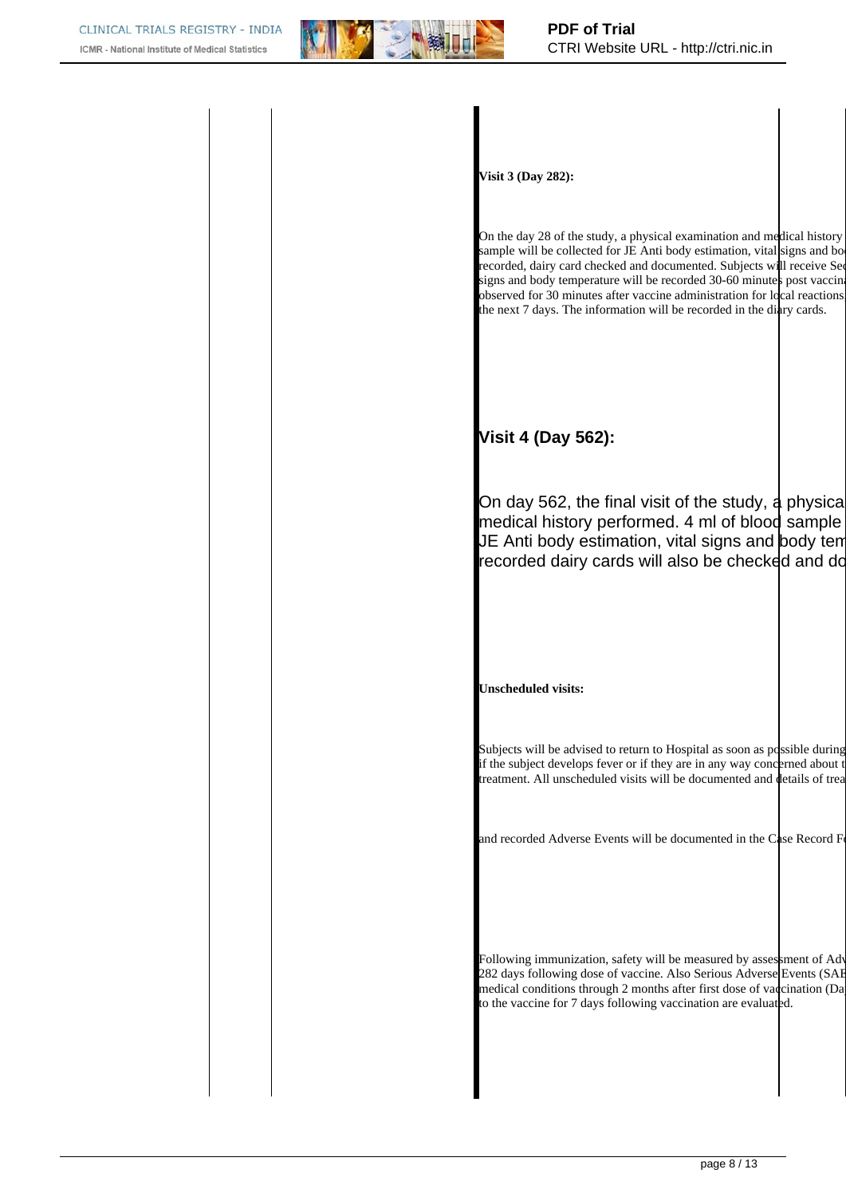**Visit 3 (Day 282):**

On the day 28 of the study, a physical examination and medical history sample will be collected for JE Anti body estimation, vital signs and bo recorded, dairy card checked and documented. Subjects will receive Se signs and body temperature will be recorded 30-60 minutes post vaccin observed for 30 minutes after vaccine administration for local reactions the next 7 days. The information will be recorded in the diary cards.

## Visit 4 (Day 562):

On day 562, the final visit of the study, a physica medical history performed. 4 ml of blood sample JE Anti body estimation, vital signs and body tem recorded dairy cards will also be checked and do

**Unscheduled visits:**

Subjects will be advised to return to Hospital as soon as possible during if the subject develops fever or if they are in any way concerned about t treatment. All unscheduled visits will be documented and details of trea

and recorded Adverse Events will be documented in the Case Record F

Following immunization, safety will be measured by assessment of Adv 282 days following dose of vaccine. Also Serious Adverse Events (SAE medical conditions through 2 months after first dose of vaccination (Da to the vaccine for 7 days following vaccination are evaluated.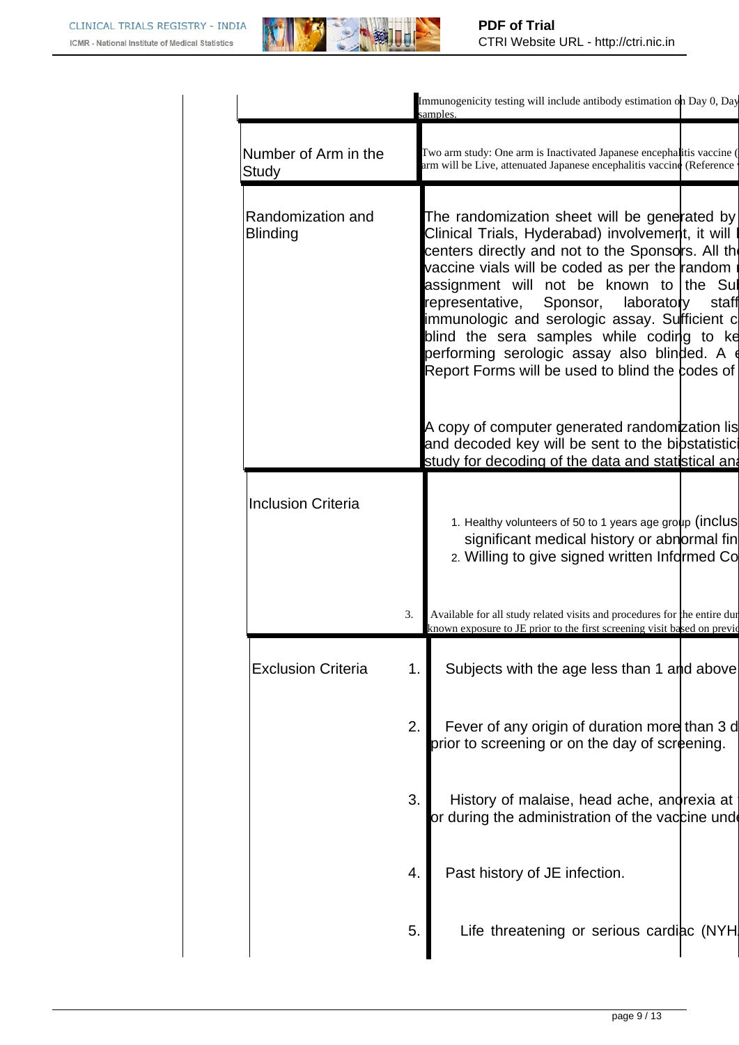| | |
|---|---|
| | Immunogenicity testing will include antibody estimation on Day 0, Day samples. |
| Number of Arm in the Study | Two arm study: One arm is Inactivated Japanese encephalitis vaccine ( arm will be Live, attenuated Japanese encephalitis vaccine (Reference |
| Randomization and Blinding | The randomization sheet will be generated by Clinical Trials, Hyderabad) involvement, it will centers directly and not to the Sponsors. All th vaccine vials will be coded as per the random assignment will not be known to the Sul representative, Sponsor, laboratory staff immunologic and serologic assay. Sufficient c blind the sera samples while coding to ke performing serologic assay also blinded. A Report Forms will be used to blind the codes of<br><br>A copy of computer generated randomization lis and decoded key will be sent to the biostatistici study for decoding of the data and statistical ana |
| Inclusion Criteria | 1. Healthy volunteers of 50 to 1 years age group (inclus significant medical history or abnormal fin<br>2. Willing to give signed written Informed Co<br>3. Available for all study related visits and procedures for the entire dur known exposure to JE prior to the first screening visit based on previo |
| Exclusion Criteria | 1. Subjects with the age less than 1 and above<br>2. Fever of any origin of duration more than 3 d prior to screening or on the day of screening.<br>3. History of malaise, head ache, anorexia at or during the administration of the vaccine und<br>4. Past history of JE infection.<br>5. Life threatening or serious cardiac (NYH |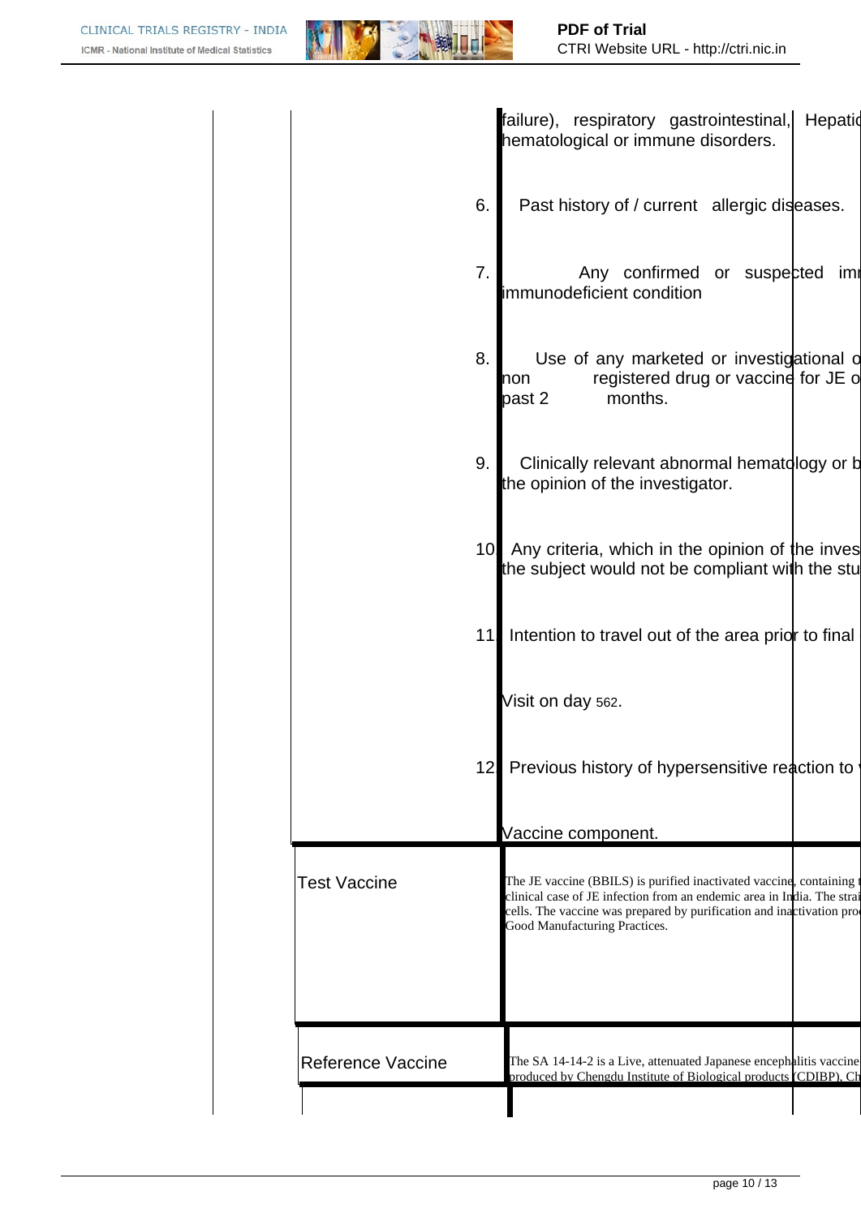| | |
|---|---|
| | failure), respiratory gastrointestinal, Hepatic hematological or immune disorders. |
| | 6. Past history of / current allergic diseases. |
| | 7. Any confirmed or suspected imm immunodeficient condition |
| | 8. Use of any marketed or investigational o non registered drug or vaccine for JE o past 2 months. |
| | 9. Clinically relevant abnormal hematology or b the opinion of the investigator. |
| | 10. Any criteria, which in the opinion of the inves the subject would not be compliant with the stu |
| | 11. Intention to travel out of the area prior to final Visit on day 562. |
| | 12. Previous history of hypersensitive reaction to Vaccine component. |
| Test Vaccine | The JE vaccine (BBILS) is purified inactivated vaccine, containing clinical case of JE infection from an endemic area in India. The strai cells. The vaccine was prepared by purification and inactivation pro Good Manufacturing Practices. |
| Reference Vaccine | The SA 14-14-2 is a Live, attenuated Japanese encephalitis vaccine produced by Chengdu Institute of Biological products (CDIBP), Ch |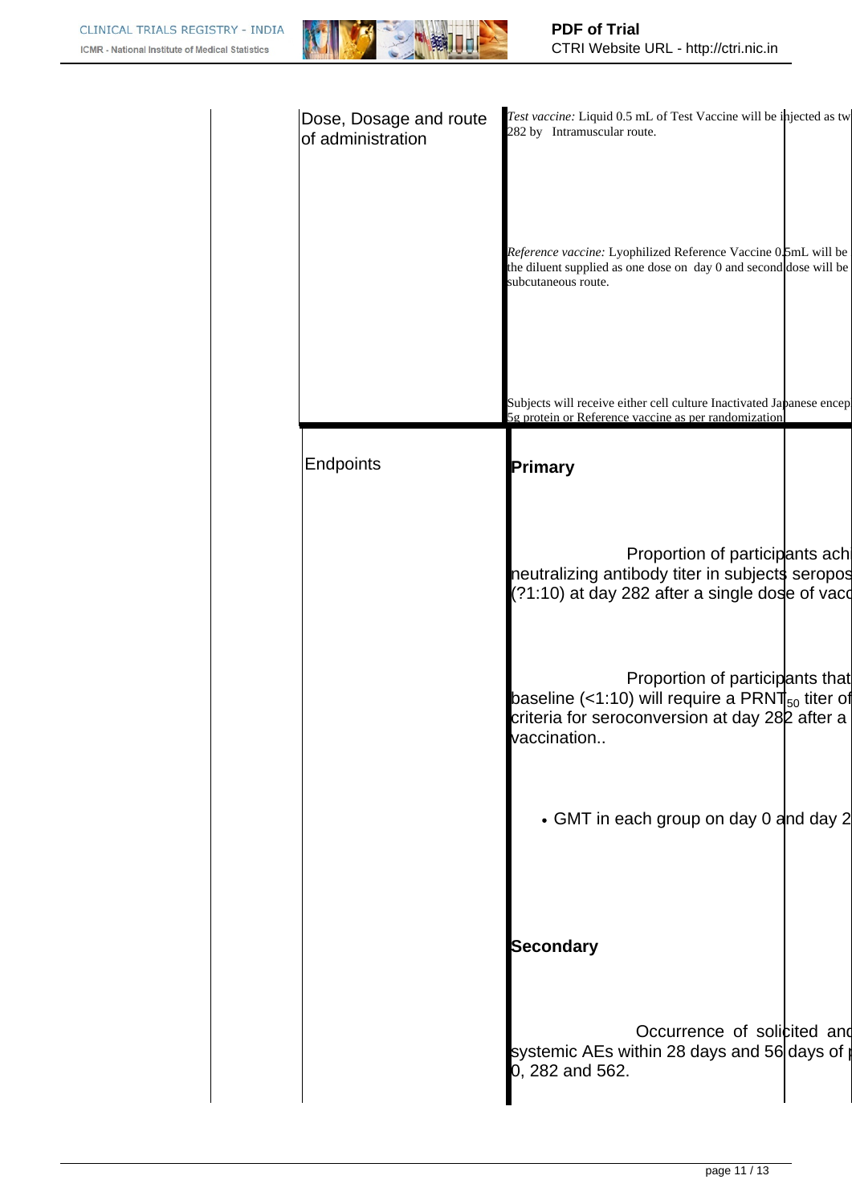| Dose, Dosage and route of administration | *Test vaccine:* Liquid 0.5 mL of Test Vaccine will be injected as tw 282 by Intramuscular route.<br><br>*Reference vaccine:* Lyophilized Reference Vaccine 0.5mL will be the diluent supplied as one dose on day 0 and second dose will be subcutaneous route.<br><br>Subjects will receive either cell culture Inactivated Japanese encep 5g protein or Reference vaccine as per randomization |
|---|---|
| Endpoints | **Primary**<br><br>Proportion of participants ach neutralizing antibody titer in subjects seropos (?1:10) at day 282 after a single dose of vacc<br><br>Proportion of participants that baseline (<1:10) will require a $PRNT_{50}$ titer of criteria for seroconversion at day 282 after a vaccination..<br><br>• GMT in each group on day 0 and day 2<br><br>**Secondary**<br><br>Occurrence of solicited and systemic AEs within 28 days and 56 days of p 0, 282 and 562. |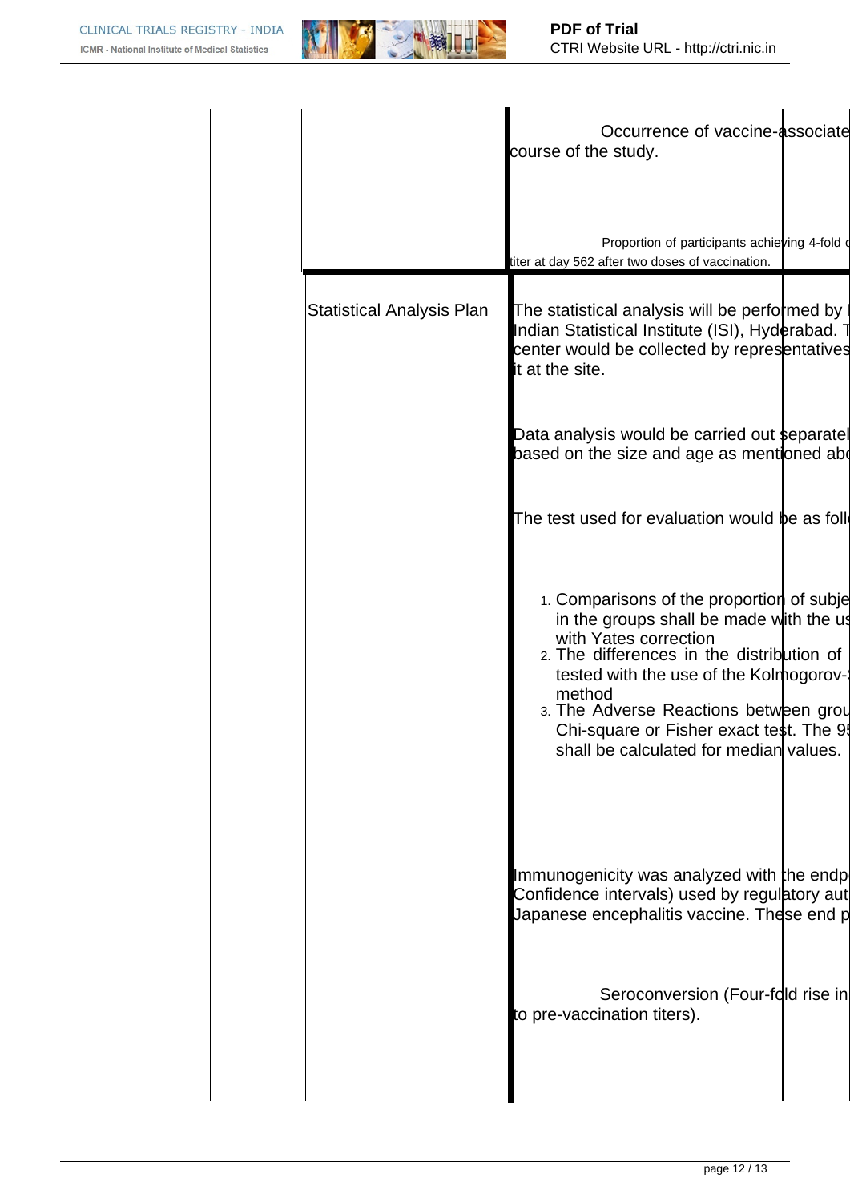| | | |
|---|---|---|
| | | Occurrence of vaccine-associate course of the study. |
| | | Proportion of participants achieving 4-fold titer at day 562 after two doses of vaccination. |
| | Statistical Analysis Plan | The statistical analysis will be performed by Indian Statistical Institute (ISI), Hyderabad. T center would be collected by representatives it at the site.<br><br>Data analysis would be carried out separatel based on the size and age as mentioned abo<br><br>The test used for evaluation would be as foll<br><br>1. Comparisons of the proportion of subje in the groups shall be made with the us with Yates correction<br>2. The differences in the distribution of tested with the use of the Kolmogorov- method<br>3. The Adverse Reactions between grou Chi-square or Fisher exact test. The 9 shall be calculated for median values.<br><br>Immunogenicity was analyzed with the endp Confidence intervals) used by regulatory aut Japanese encephalitis vaccine. These end p<br><br>Seroconversion (Four-fold rise in to pre-vaccination titers). |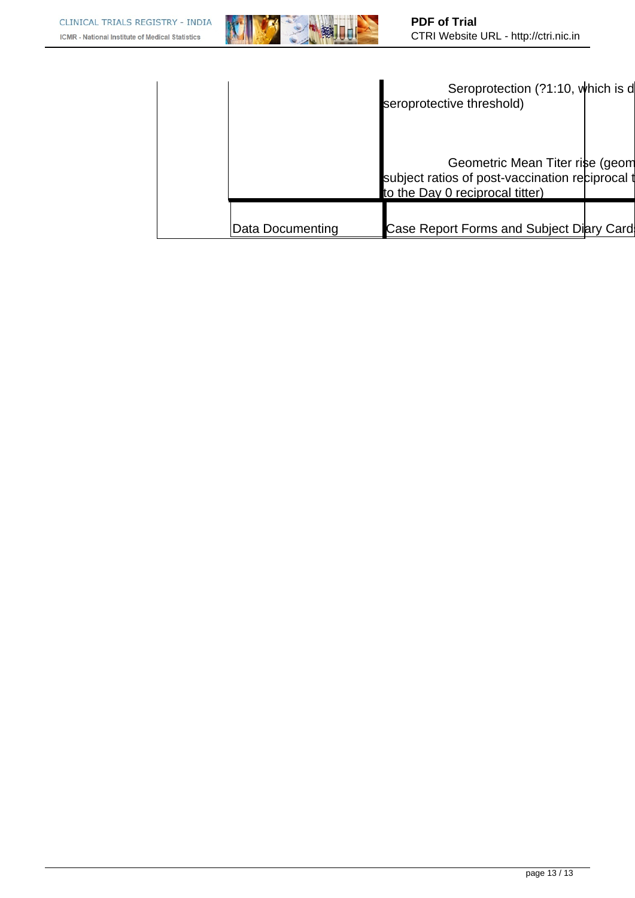| | | |
|---|---|---|
| | | Seroprotection (?1:10, which is d seroprotective threshold) |
| | | Geometric Mean Titer rise (geom subject ratios of post-vaccination reciprocal t to the Day 0 reciprocal titter) |
| | Data Documenting | Case Report Forms and Subject Diary Card |